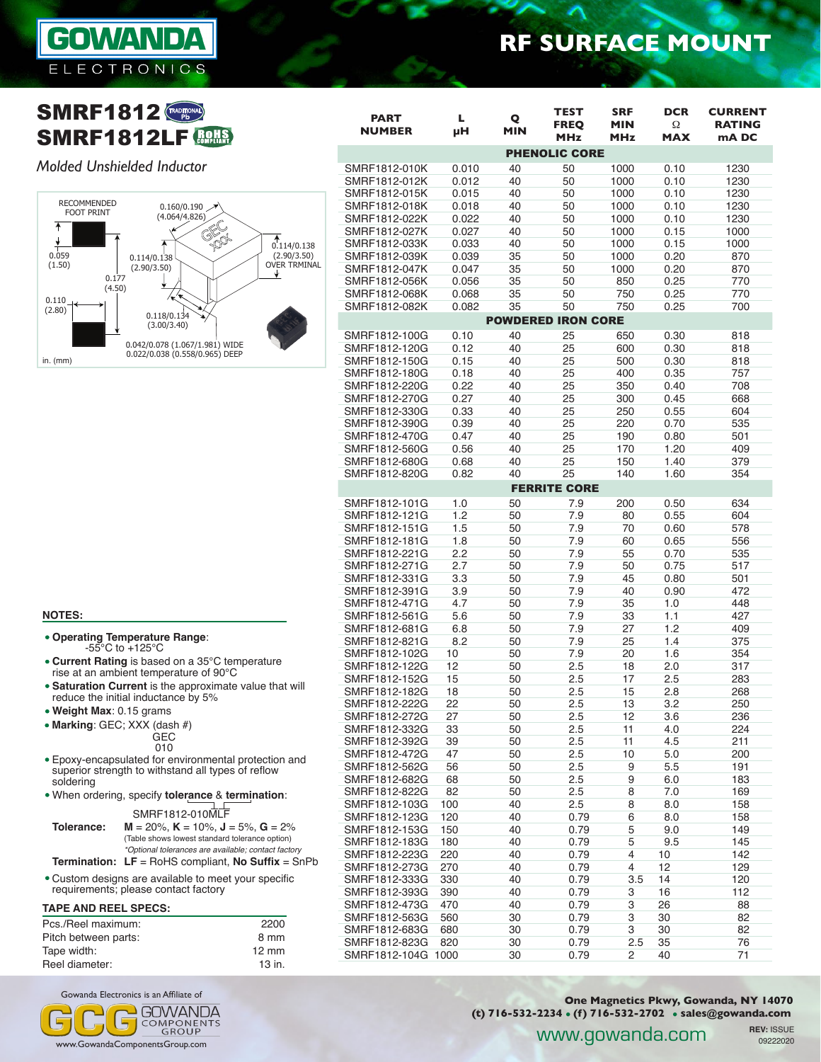# SMRF1812
# SMRF1812LF

*Molded Unshielded Inductor*

RECOMMENDED FOOT PRINT

0.160/0.190 (4.064/4.826)

0.059 (1.50)

0.114/0.138 (2.90/3.50)

0.114/0.138 (2.90/3.50) OVER TRMINAL

0.177 (4.50)

0.110 (2.80)

0.118/0.134 (3.00/3.40)

0.042/0.078 (1.067/1.981) WIDE
0.022/0.038 (0.558/0.965) DEEP

in. (mm)

| PART NUMBER | L µH | Q MIN | TEST FREQ MHz | SRF MIN MHz | DCR Ω MAX | CURRENT RATING mA DC |
|---|---|---|---|---|---|---|
| **PHENOLIC CORE** | | | | | | |
| SMRF1812-010K | 0.010 | 40 | 50 | 1000 | 0.10 | 1230 |
| SMRF1812-012K | 0.012 | 40 | 50 | 1000 | 0.10 | 1230 |
| SMRF1812-015K | 0.015 | 40 | 50 | 1000 | 0.10 | 1230 |
| SMRF1812-018K | 0.018 | 40 | 50 | 1000 | 0.10 | 1230 |
| SMRF1812-022K | 0.022 | 40 | 50 | 1000 | 0.10 | 1230 |
| SMRF1812-027K | 0.027 | 40 | 50 | 1000 | 0.15 | 1000 |
| SMRF1812-033K | 0.033 | 40 | 50 | 1000 | 0.15 | 1000 |
| SMRF1812-039K | 0.039 | 35 | 50 | 1000 | 0.20 | 870 |
| SMRF1812-047K | 0.047 | 35 | 50 | 1000 | 0.20 | 870 |
| SMRF1812-056K | 0.056 | 35 | 50 | 850 | 0.25 | 770 |
| SMRF1812-068K | 0.068 | 35 | 50 | 750 | 0.25 | 770 |
| SMRF1812-082K | 0.082 | 35 | 50 | 750 | 0.25 | 700 |
| **POWDERED IRON CORE** | | | | | | |
| SMRF1812-100G | 0.10 | 40 | 25 | 650 | 0.30 | 818 |
| SMRF1812-120G | 0.12 | 40 | 25 | 600 | 0.30 | 818 |
| SMRF1812-150G | 0.15 | 40 | 25 | 500 | 0.30 | 818 |
| SMRF1812-180G | 0.18 | 40 | 25 | 400 | 0.35 | 757 |
| SMRF1812-220G | 0.22 | 40 | 25 | 350 | 0.40 | 708 |
| SMRF1812-270G | 0.27 | 40 | 25 | 300 | 0.45 | 668 |
| SMRF1812-330G | 0.33 | 40 | 25 | 250 | 0.55 | 604 |
| SMRF1812-390G | 0.39 | 40 | 25 | 220 | 0.70 | 535 |
| SMRF1812-470G | 0.47 | 40 | 25 | 190 | 0.80 | 501 |
| SMRF1812-560G | 0.56 | 40 | 25 | 170 | 1.20 | 409 |
| SMRF1812-680G | 0.68 | 40 | 25 | 150 | 1.40 | 379 |
| SMRF1812-820G | 0.82 | 40 | 25 | 140 | 1.60 | 354 |
| **FERRITE CORE** | | | | | | |
| SMRF1812-101G | 1.0 | 50 | 7.9 | 200 | 0.50 | 634 |
| SMRF1812-121G | 1.2 | 50 | 7.9 | 80 | 0.55 | 604 |
| SMRF1812-151G | 1.5 | 50 | 7.9 | 70 | 0.60 | 578 |
| SMRF1812-181G | 1.8 | 50 | 7.9 | 60 | 0.65 | 556 |
| SMRF1812-221G | 2.2 | 50 | 7.9 | 55 | 0.70 | 535 |
| SMRF1812-271G | 2.7 | 50 | 7.9 | 50 | 0.75 | 517 |
| SMRF1812-331G | 3.3 | 50 | 7.9 | 45 | 0.80 | 501 |
| SMRF1812-391G | 3.9 | 50 | 7.9 | 40 | 0.90 | 472 |
| SMRF1812-471G | 4.7 | 50 | 7.9 | 35 | 1.0 | 448 |
| SMRF1812-561G | 5.6 | 50 | 7.9 | 33 | 1.1 | 427 |
| SMRF1812-681G | 6.8 | 50 | 7.9 | 27 | 1.2 | 409 |
| SMRF1812-821G | 8.2 | 50 | 7.9 | 25 | 1.4 | 375 |
| SMRF1812-102G | 10 | 50 | 7.9 | 20 | 1.6 | 354 |
| SMRF1812-122G | 12 | 50 | 2.5 | 18 | 2.0 | 317 |
| SMRF1812-152G | 15 | 50 | 2.5 | 17 | 2.5 | 283 |
| SMRF1812-182G | 18 | 50 | 2.5 | 15 | 2.8 | 268 |
| SMRF1812-222G | 22 | 50 | 2.5 | 13 | 3.2 | 250 |
| SMRF1812-272G | 27 | 50 | 2.5 | 12 | 3.6 | 236 |
| SMRF1812-332G | 33 | 50 | 2.5 | 11 | 4.0 | 224 |
| SMRF1812-392G | 39 | 50 | 2.5 | 11 | 4.5 | 211 |
| SMRF1812-472G | 47 | 50 | 2.5 | 10 | 5.0 | 200 |
| SMRF1812-562G | 56 | 50 | 2.5 | 9 | 5.5 | 191 |
| SMRF1812-682G | 68 | 50 | 2.5 | 9 | 6.0 | 183 |
| SMRF1812-822G | 82 | 50 | 2.5 | 8 | 7.0 | 169 |
| SMRF1812-103G | 100 | 40 | 2.5 | 8 | 8.0 | 158 |
| SMRF1812-123G | 120 | 40 | 0.79 | 6 | 8.0 | 158 |
| SMRF1812-153G | 150 | 40 | 0.79 | 5 | 9.0 | 149 |
| SMRF1812-183G | 180 | 40 | 0.79 | 5 | 9.5 | 145 |
| SMRF1812-223G | 220 | 40 | 0.79 | 4 | 10 | 142 |
| SMRF1812-273G | 270 | 40 | 0.79 | 4 | 12 | 129 |
| SMRF1812-333G | 330 | 40 | 0.79 | 3.5 | 14 | 120 |
| SMRF1812-393G | 390 | 40 | 0.79 | 3 | 16 | 112 |
| SMRF1812-473G | 470 | 40 | 0.79 | 3 | 26 | 88 |
| SMRF1812-563G | 560 | 30 | 0.79 | 3 | 30 | 82 |
| SMRF1812-683G | 680 | 30 | 0.79 | 3 | 30 | 82 |
| SMRF1812-823G | 820 | 30 | 0.79 | 2.5 | 35 | 76 |
| SMRF1812-104G | 1000 | 30 | 0.79 | 2 | 40 | 71 |

## NOTES:

- **Operating Temperature Range**: -55°C to +125°C
- **Current Rating** is based on a 35°C temperature rise at an ambient temperature of 90°C
- **Saturation Current** is the approximate value that will reduce the initial inductance by 5%
- **Weight Max**: 0.15 grams
- **Marking**: GEC; XXX (dash #)
  GEC
  010
- Epoxy-encapsulated for environmental protection and superior strength to withstand all types of reflow soldering
- When ordering, specify **tolerance** & **termination**:

  SMRF1812-010MLF

  **Tolerance:** **M** = 20%, **K** = 10%, **J** = 5%, **G** = 2%
  (Table shows lowest standard tolerance option)
  *\*Optional tolerances are available; contact factory*

  **Termination:** **LF** = RoHS compliant, **No Suffix** = SnPb
- Custom designs are available to meet your specific requirements; please contact factory

### TAPE AND REEL SPECS:

| | |
|---|---|
| Pcs./Reel maximum: | 2200 |
| Pitch between parts: | 8 mm |
| Tape width: | 12 mm |
| Reel diameter: | 13 in. |

Gowanda Electronics is an Affiliate of GCG Gowanda Components Group
www.GowandaComponentsGroup.com

One Magnetics Pkwy, Gowanda, NY 14070
(t) 716-532-2234 • (f) 716-532-2702 • sales@gowanda.com
www.gowanda.com

REV: ISSUE 09222020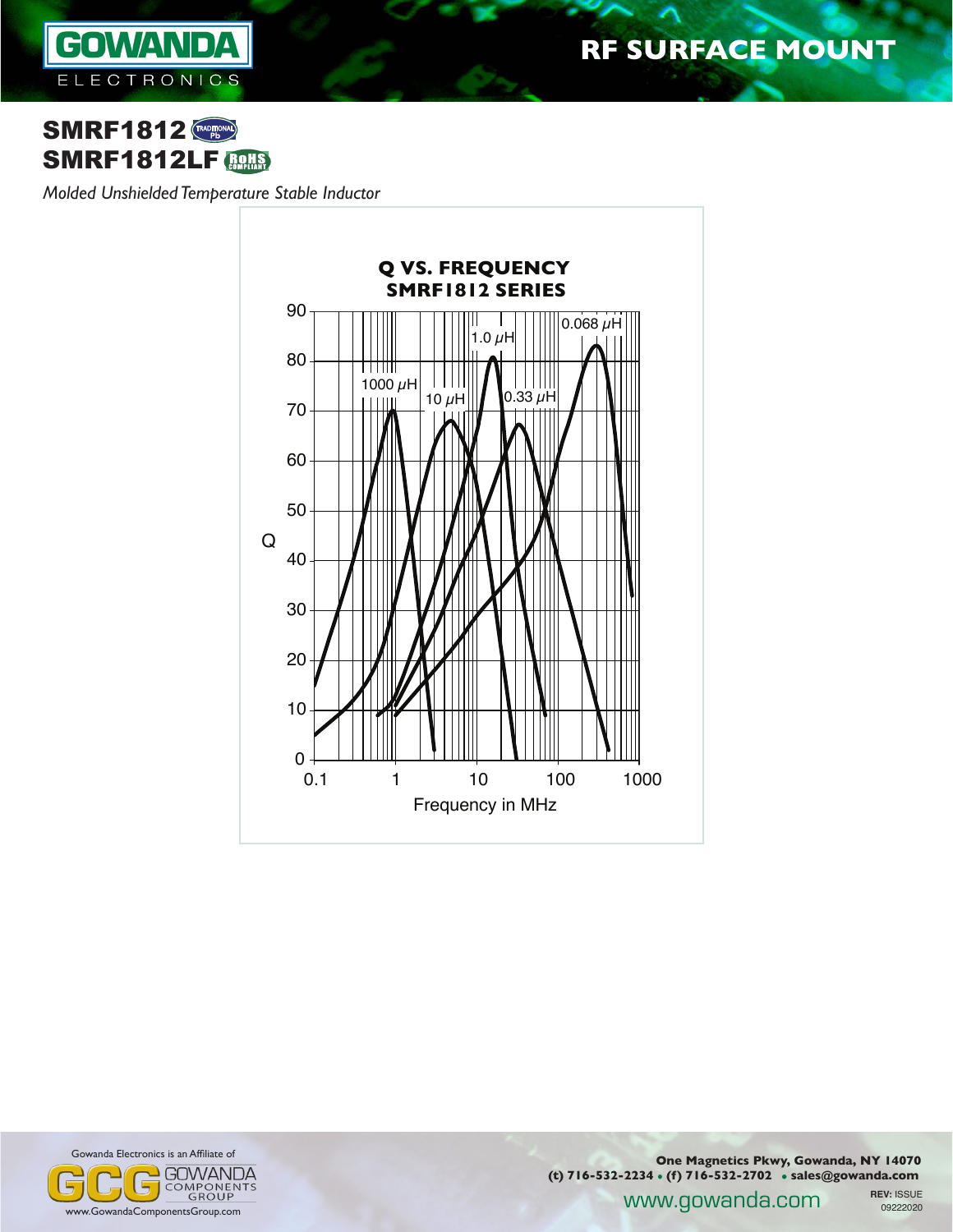# SMRF1812
# SMRF1812LF

*Molded Unshielded Temperature Stable Inductor*

Q VS. FREQUENCY
SMRF1812 SERIES

Q

Frequency in MHz

0
10
20
30
40
50
60
70
80
90

0.1
1
10
100
1000

1000 $\mu$H
10 $\mu$H
1.0 $\mu$H
0.33 $\mu$H
0.068 $\mu$H

Gowanda Electronics is an Affiliate of
GCG GOWANDA COMPONENTS GROUP
www.GowandaComponentsGroup.com

**One Magnetics Pkwy, Gowanda, NY 14070**
**(t) 716-532-2234 • (f) 716-532-2702 • sales@gowanda.com**
www.gowanda.com

**REV:** ISSUE
09222020